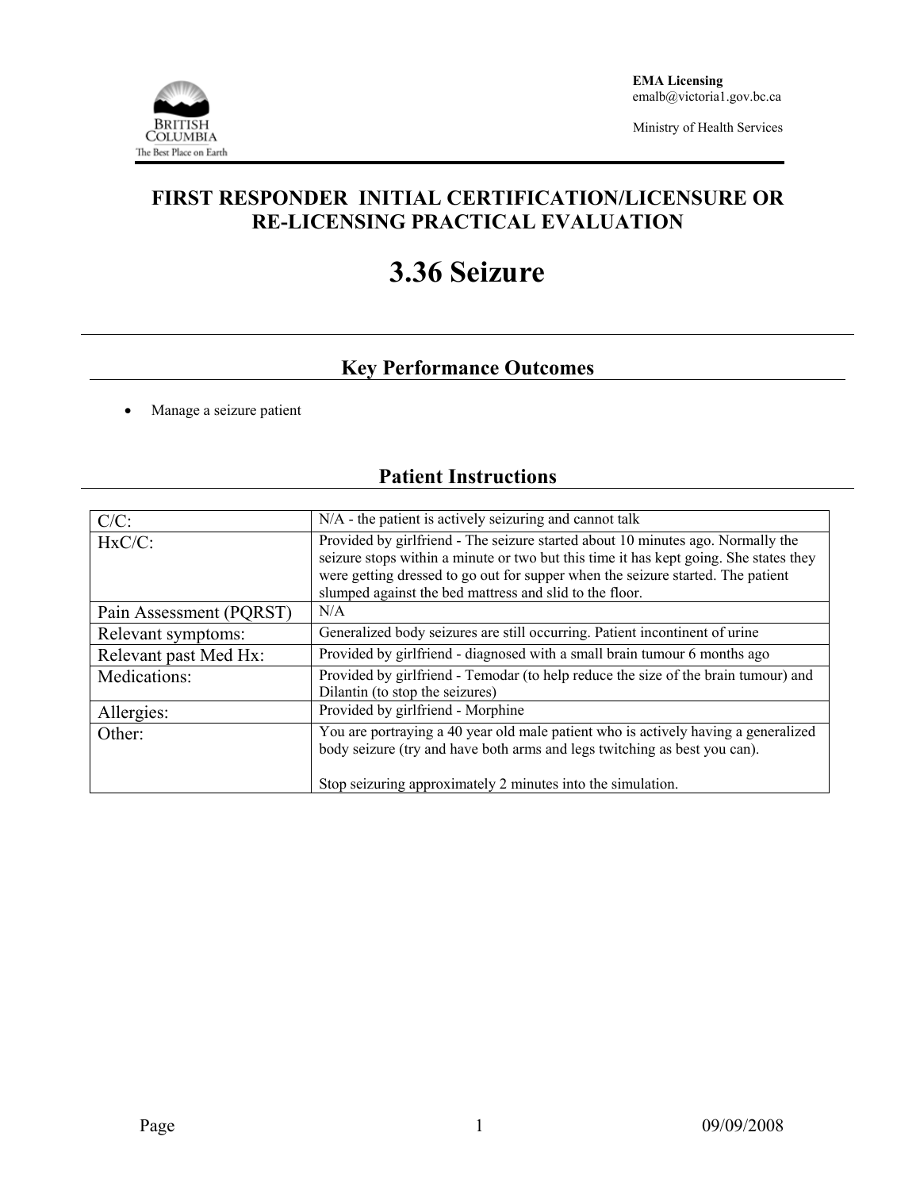**EMA Licensing**
emalb@victoria1.gov.bc.ca

Ministry of Health Services

# FIRST RESPONDER INITIAL CERTIFICATION/LICENSURE OR RE-LICENSING PRACTICAL EVALUATION

# 3.36 Seizure

## Key Performance Outcomes

- Manage a seizure patient

## Patient Instructions

| | |
|---|---|
| C/C: | N/A - the patient is actively seizuring and cannot talk |
| HxC/C: | Provided by girlfriend - The seizure started about 10 minutes ago. Normally the seizure stops within a minute or two but this time it has kept going. She states they were getting dressed to go out for supper when the seizure started. The patient slumped against the bed mattress and slid to the floor. |
| Pain Assessment (PQRST) | N/A |
| Relevant symptoms: | Generalized body seizures are still occurring. Patient incontinent of urine |
| Relevant past Med Hx: | Provided by girlfriend - diagnosed with a small brain tumour 6 months ago |
| Medications: | Provided by girlfriend - Temodar (to help reduce the size of the brain tumour) and Dilantin (to stop the seizures) |
| Allergies: | Provided by girlfriend - Morphine |
| Other: | You are portraying a 40 year old male patient who is actively having a generalized body seizure (try and have both arms and legs twitching as best you can).<br><br>Stop seizuring approximately 2 minutes into the simulation. |

09/09/2008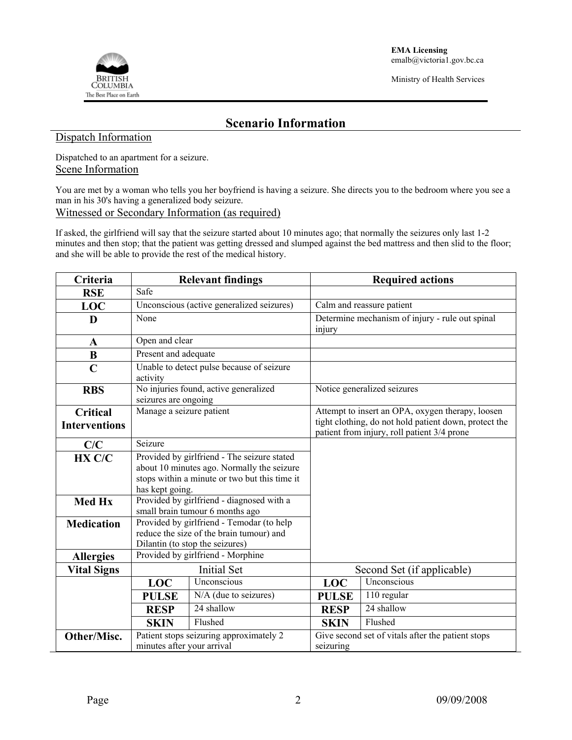EMA Licensing
emalb@victoria1.gov.bc.ca

Ministry of Health Services

## Scenario Information

### Dispatch Information

Dispatched to an apartment for a seizure.

### Scene Information

You are met by a woman who tells you her boyfriend is having a seizure. She directs you to the bedroom where you see a man in his 30's having a generalized body seizure.

### Witnessed or Secondary Information (as required)

If asked, the girlfriend will say that the seizure started about 10 minutes ago; that normally the seizures only last 1-2 minutes and then stop; that the patient was getting dressed and slumped against the bed mattress and then slid to the floor; and she will be able to provide the rest of the medical history.

| Criteria | Relevant findings | | Required actions | |
|---|---|---|---|---|
| **RSE** | Safe | | | |
| **LOC** | Unconscious (active generalized seizures) | | Calm and reassure patient | |
| **D** | None | | Determine mechanism of injury - rule out spinal injury | |
| **A** | Open and clear | | | |
| **B** | Present and adequate | | | |
| **C** | Unable to detect pulse because of seizure activity | | | |
| **RBS** | No injuries found, active generalized seizures are ongoing | | Notice generalized seizures | |
| **Critical Interventions** | Manage a seizure patient | | Attempt to insert an OPA, oxygen therapy, loosen tight clothing, do not hold patient down, protect the patient from injury, roll patient 3/4 prone | |
| **C/C** | Seizure | | | |
| **HX C/C** | Provided by girlfriend - The seizure stated about 10 minutes ago. Normally the seizure stops within a minute or two but this time it has kept going. | | | |
| **Med Hx** | Provided by girlfriend - diagnosed with a small brain tumour 6 months ago | | | |
| **Medication** | Provided by girlfriend - Temodar (to help reduce the size of the brain tumour) and Dilantin (to stop the seizures) | | | |
| **Allergies** | Provided by girlfriend - Morphine | | | |
| **Vital Signs** | Initial Set | | Second Set (if applicable) | |
| | **LOC** | Unconscious | **LOC** | Unconscious |
| | **PULSE** | N/A (due to seizures) | **PULSE** | 110 regular |
| | **RESP** | 24 shallow | **RESP** | 24 shallow |
| | **SKIN** | Flushed | **SKIN** | Flushed |
| **Other/Misc.** | Patient stops seizuring approximately 2 minutes after your arrival | | Give second set of vitals after the patient stops seizuring | |